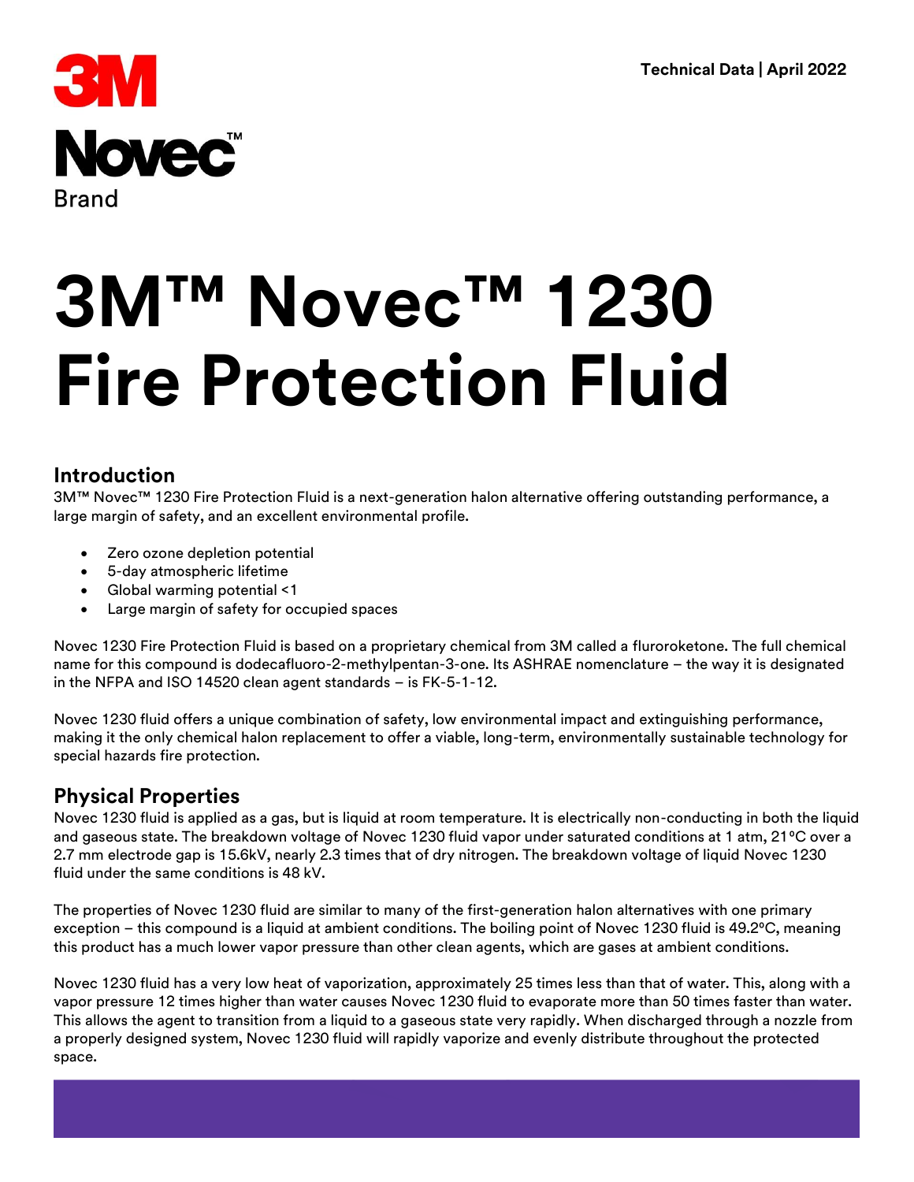3M

Novec™

Brand

Technical Data | April 2022

# 3M™ Novec™ 1230 Fire Protection Fluid

## Introduction

3M™ Novec™ 1230 Fire Protection Fluid is a next-generation halon alternative offering outstanding performance, a large margin of safety, and an excellent environmental profile.

- Zero ozone depletion potential
- 5-day atmospheric lifetime
- Global warming potential <1
- Large margin of safety for occupied spaces

Novec 1230 Fire Protection Fluid is based on a proprietary chemical from 3M called a fluroroketone. The full chemical name for this compound is dodecafluoro-2-methylpentan-3-one. Its ASHRAE nomenclature – the way it is designated in the NFPA and ISO 14520 clean agent standards – is FK-5-1-12.

Novec 1230 fluid offers a unique combination of safety, low environmental impact and extinguishing performance, making it the only chemical halon replacement to offer a viable, long-term, environmentally sustainable technology for special hazards fire protection.

## Physical Properties

Novec 1230 fluid is applied as a gas, but is liquid at room temperature. It is electrically non-conducting in both the liquid and gaseous state. The breakdown voltage of Novec 1230 fluid vapor under saturated conditions at 1 atm, 21ºC over a 2.7 mm electrode gap is 15.6kV, nearly 2.3 times that of dry nitrogen. The breakdown voltage of liquid Novec 1230 fluid under the same conditions is 48 kV.

The properties of Novec 1230 fluid are similar to many of the first-generation halon alternatives with one primary exception – this compound is a liquid at ambient conditions. The boiling point of Novec 1230 fluid is 49.2ºC, meaning this product has a much lower vapor pressure than other clean agents, which are gases at ambient conditions.

Novec 1230 fluid has a very low heat of vaporization, approximately 25 times less than that of water. This, along with a vapor pressure 12 times higher than water causes Novec 1230 fluid to evaporate more than 50 times faster than water. This allows the agent to transition from a liquid to a gaseous state very rapidly. When discharged through a nozzle from a properly designed system, Novec 1230 fluid will rapidly vaporize and evenly distribute throughout the protected space.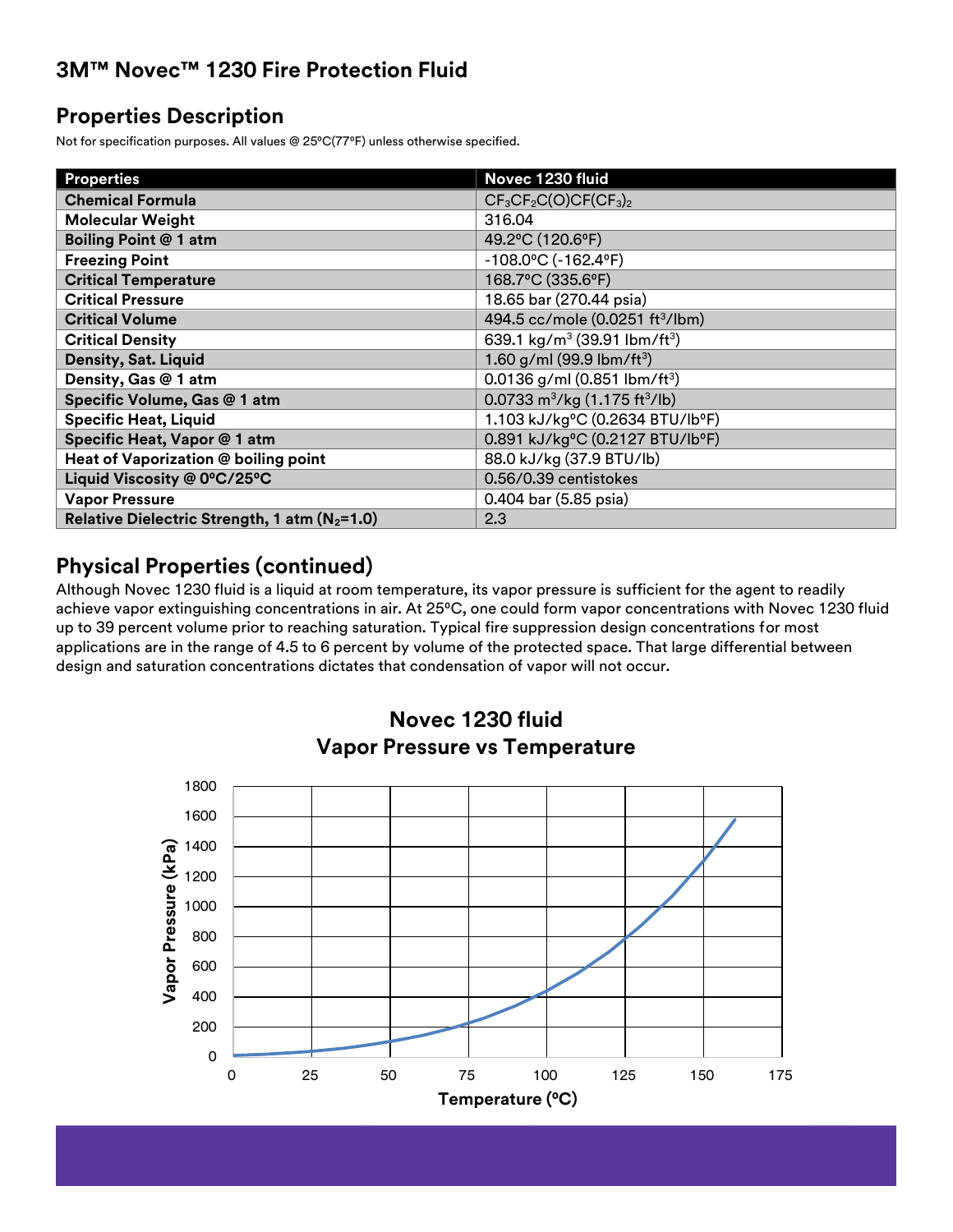## 3M™ Novec™ 1230 Fire Protection Fluid

## Properties Description

Not for specification purposes. All values @ 25ºC(77ºF) unless otherwise specified.

| Properties | Novec 1230 fluid |
|---|---|
| **Chemical Formula** | $CF_3CF_2C(O)CF(CF_3)_2$ |
| **Molecular Weight** | 316.04 |
| **Boiling Point @ 1 atm** | 49.2ºC (120.6ºF) |
| **Freezing Point** | -108.0ºC (-162.4ºF) |
| **Critical Temperature** | 168.7ºC (335.6ºF) |
| **Critical Pressure** | 18.65 bar (270.44 psia) |
| **Critical Volume** | 494.5 cc/mole (0.0251 $ft^3$/lbm) |
| **Critical Density** | 639.1 $kg/m^3$ (39.91 $lbm/ft^3$) |
| **Density, Sat. Liquid** | 1.60 g/ml (99.9 $lbm/ft^3$) |
| **Density, Gas @ 1 atm** | 0.0136 g/ml (0.851 $lbm/ft^3$) |
| **Specific Volume, Gas @ 1 atm** | 0.0733 $m^3$/kg (1.175 $ft^3$/lb) |
| **Specific Heat, Liquid** | 1.103 kJ/kgºC (0.2634 BTU/lbºF) |
| **Specific Heat, Vapor @ 1 atm** | 0.891 kJ/kgºC (0.2127 BTU/lbºF) |
| **Heat of Vaporization @ boiling point** | 88.0 kJ/kg (37.9 BTU/lb) |
| **Liquid Viscosity @ 0ºC/25ºC** | 0.56/0.39 centistokes |
| **Vapor Pressure** | 0.404 bar (5.85 psia) |
| **Relative Dielectric Strength, 1 atm ($N_2$=1.0)** | 2.3 |

## Physical Properties (continued)

Although Novec 1230 fluid is a liquid at room temperature, its vapor pressure is sufficient for the agent to readily achieve vapor extinguishing concentrations in air. At 25ºC, one could form vapor concentrations with Novec 1230 fluid up to 39 percent volume prior to reaching saturation. Typical fire suppression design concentrations for most applications are in the range of 4.5 to 6 percent by volume of the protected space. That large differential between design and saturation concentrations dictates that condensation of vapor will not occur.

**Novec 1230 fluid**
**Vapor Pressure vs Temperature**

Vapor Pressure (kPa): 0, 200, 400, 600, 800, 1000, 1200, 1400, 1600, 1800

Temperature (ºC): 0, 25, 50, 75, 100, 125, 150, 175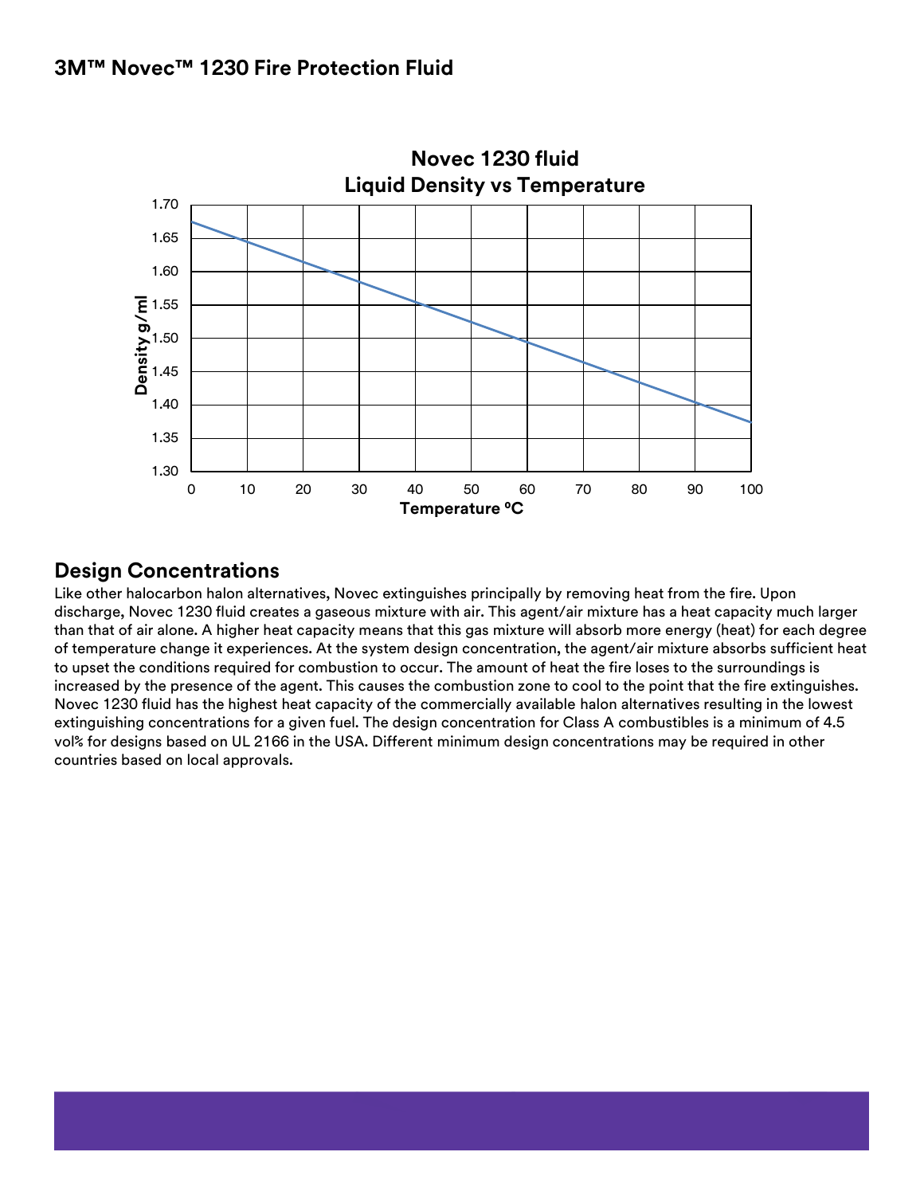## 3M™ Novec™ 1230 Fire Protection Fluid

**Novec 1230 fluid**
**Liquid Density vs Temperature**

Density g/ml: 1.30, 1.35, 1.40, 1.45, 1.50, 1.55, 1.60, 1.65, 1.70

Temperature ºC: 0, 10, 20, 30, 40, 50, 60, 70, 80, 90, 100

## Design Concentrations

Like other halocarbon halon alternatives, Novec extinguishes principally by removing heat from the fire. Upon discharge, Novec 1230 fluid creates a gaseous mixture with air. This agent/air mixture has a heat capacity much larger than that of air alone. A higher heat capacity means that this gas mixture will absorb more energy (heat) for each degree of temperature change it experiences. At the system design concentration, the agent/air mixture absorbs sufficient heat to upset the conditions required for combustion to occur. The amount of heat the fire loses to the surroundings is increased by the presence of the agent. This causes the combustion zone to cool to the point that the fire extinguishes. Novec 1230 fluid has the highest heat capacity of the commercially available halon alternatives resulting in the lowest extinguishing concentrations for a given fuel. The design concentration for Class A combustibles is a minimum of 4.5 vol% for designs based on UL 2166 in the USA. Different minimum design concentrations may be required in other countries based on local approvals.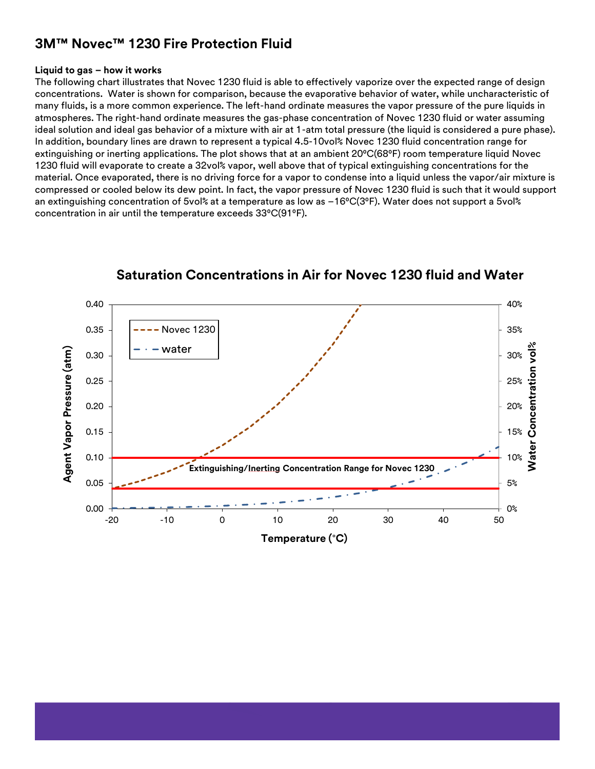# 3M™ Novec™ 1230 Fire Protection Fluid

**Liquid to gas – how it works**

The following chart illustrates that Novec 1230 fluid is able to effectively vaporize over the expected range of design concentrations. Water is shown for comparison, because the evaporative behavior of water, while uncharacteristic of many fluids, is a more common experience. The left-hand ordinate measures the vapor pressure of the pure liquids in atmospheres. The right-hand ordinate measures the gas-phase concentration of Novec 1230 fluid or water assuming ideal solution and ideal gas behavior of a mixture with air at 1-atm total pressure (the liquid is considered a pure phase). In addition, boundary lines are drawn to represent a typical 4.5-10vol% Novec 1230 fluid concentration range for extinguishing or inerting applications. The plot shows that at an ambient 20ºC(68ºF) room temperature liquid Novec 1230 fluid will evaporate to create a 32vol% vapor, well above that of typical extinguishing concentrations for the material. Once evaporated, there is no driving force for a vapor to condense into a liquid unless the vapor/air mixture is compressed or cooled below its dew point. In fact, the vapor pressure of Novec 1230 fluid is such that it would support an extinguishing concentration of 5vol% at a temperature as low as –16ºC(3ºF). Water does not support a 5vol% concentration in air until the temperature exceeds 33ºC(91ºF).

**Saturation Concentrations in Air for Novec 1230 fluid and Water**

Agent Vapor Pressure (atm) | Water Concentration vol% | Temperature (°C)

Legend: Novec 1230; water

Extinguishing/Inerting Concentration Range for Novec 1230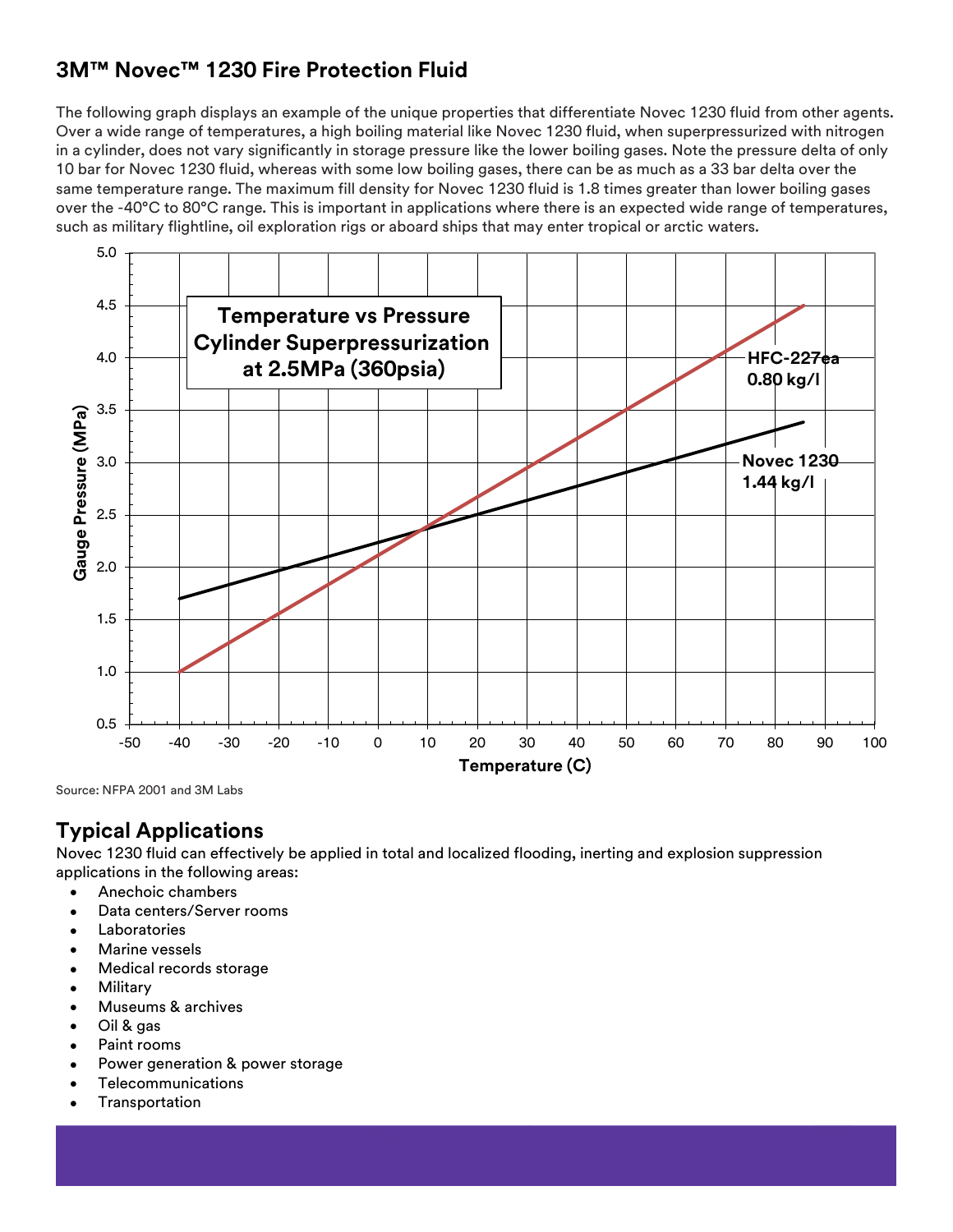## 3M™ Novec™ 1230 Fire Protection Fluid

The following graph displays an example of the unique properties that differentiate Novec 1230 fluid from other agents. Over a wide range of temperatures, a high boiling material like Novec 1230 fluid, when superpressurized with nitrogen in a cylinder, does not vary significantly in storage pressure like the lower boiling gases. Note the pressure delta of only 10 bar for Novec 1230 fluid, whereas with some low boiling gases, there can be as much as a 33 bar delta over the same temperature range. The maximum fill density for Novec 1230 fluid is 1.8 times greater than lower boiling gases over the -40°C to 80°C range. This is important in applications where there is an expected wide range of temperatures, such as military flightline, oil exploration rigs or aboard ships that may enter tropical or arctic waters.

**Temperature vs Pressure Cylinder Superpressurization at 2.5MPa (360psia)**

Gauge Pressure (MPa) vs Temperature (C)

- HFC-227ea 0.80 kg/l
- Novec 1230 1.44 kg/l

Source: NFPA 2001 and 3M Labs

## Typical Applications

Novec 1230 fluid can effectively be applied in total and localized flooding, inerting and explosion suppression applications in the following areas:

- Anechoic chambers
- Data centers/Server rooms
- Laboratories
- Marine vessels
- Medical records storage
- Military
- Museums & archives
- Oil & gas
- Paint rooms
- Power generation & power storage
- Telecommunications
- Transportation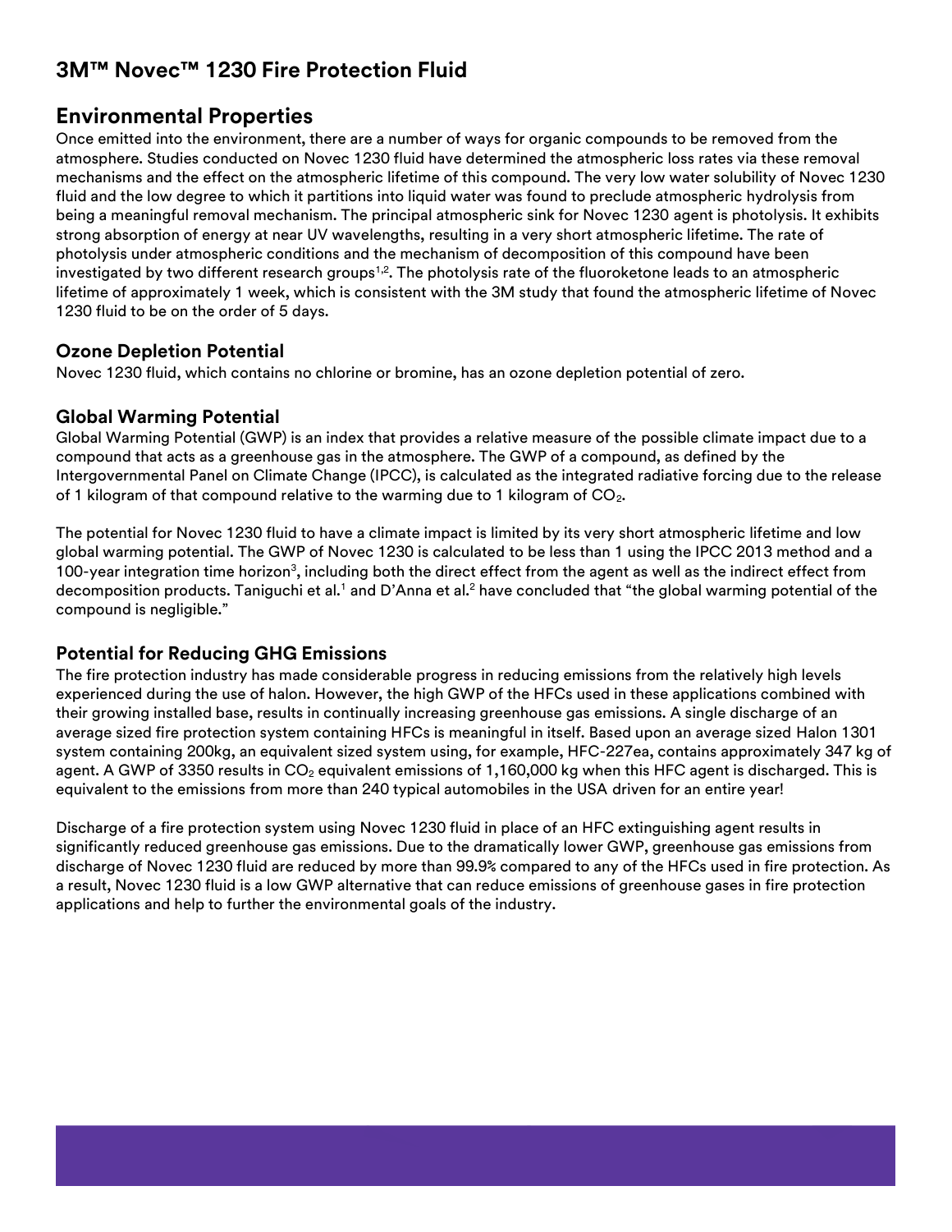## 3M™ Novec™ 1230 Fire Protection Fluid

## Environmental Properties

Once emitted into the environment, there are a number of ways for organic compounds to be removed from the atmosphere. Studies conducted on Novec 1230 fluid have determined the atmospheric loss rates via these removal mechanisms and the effect on the atmospheric lifetime of this compound. The very low water solubility of Novec 1230 fluid and the low degree to which it partitions into liquid water was found to preclude atmospheric hydrolysis from being a meaningful removal mechanism. The principal atmospheric sink for Novec 1230 agent is photolysis. It exhibits strong absorption of energy at near UV wavelengths, resulting in a very short atmospheric lifetime. The rate of photolysis under atmospheric conditions and the mechanism of decomposition of this compound have been investigated by two different research groups[1,2]. The photolysis rate of the fluoroketone leads to an atmospheric lifetime of approximately 1 week, which is consistent with the 3M study that found the atmospheric lifetime of Novec 1230 fluid to be on the order of 5 days.

### Ozone Depletion Potential

Novec 1230 fluid, which contains no chlorine or bromine, has an ozone depletion potential of zero.

### Global Warming Potential

Global Warming Potential (GWP) is an index that provides a relative measure of the possible climate impact due to a compound that acts as a greenhouse gas in the atmosphere. The GWP of a compound, as defined by the Intergovernmental Panel on Climate Change (IPCC), is calculated as the integrated radiative forcing due to the release of 1 kilogram of that compound relative to the warming due to 1 kilogram of $CO_2$.

The potential for Novec 1230 fluid to have a climate impact is limited by its very short atmospheric lifetime and low global warming potential. The GWP of Novec 1230 is calculated to be less than 1 using the IPCC 2013 method and a 100-year integration time horizon[3], including both the direct effect from the agent as well as the indirect effect from decomposition products. Taniguchi et al.[1] and D'Anna et al.[2] have concluded that "the global warming potential of the compound is negligible."

### Potential for Reducing GHG Emissions

The fire protection industry has made considerable progress in reducing emissions from the relatively high levels experienced during the use of halon. However, the high GWP of the HFCs used in these applications combined with their growing installed base, results in continually increasing greenhouse gas emissions. A single discharge of an average sized fire protection system containing HFCs is meaningful in itself. Based upon an average sized Halon 1301 system containing 200kg, an equivalent sized system using, for example, HFC-227ea, contains approximately 347 kg of agent. A GWP of 3350 results in $CO_2$ equivalent emissions of 1,160,000 kg when this HFC agent is discharged. This is equivalent to the emissions from more than 240 typical automobiles in the USA driven for an entire year!

Discharge of a fire protection system using Novec 1230 fluid in place of an HFC extinguishing agent results in significantly reduced greenhouse gas emissions. Due to the dramatically lower GWP, greenhouse gas emissions from discharge of Novec 1230 fluid are reduced by more than 99.9% compared to any of the HFCs used in fire protection. As a result, Novec 1230 fluid is a low GWP alternative that can reduce emissions of greenhouse gases in fire protection applications and help to further the environmental goals of the industry.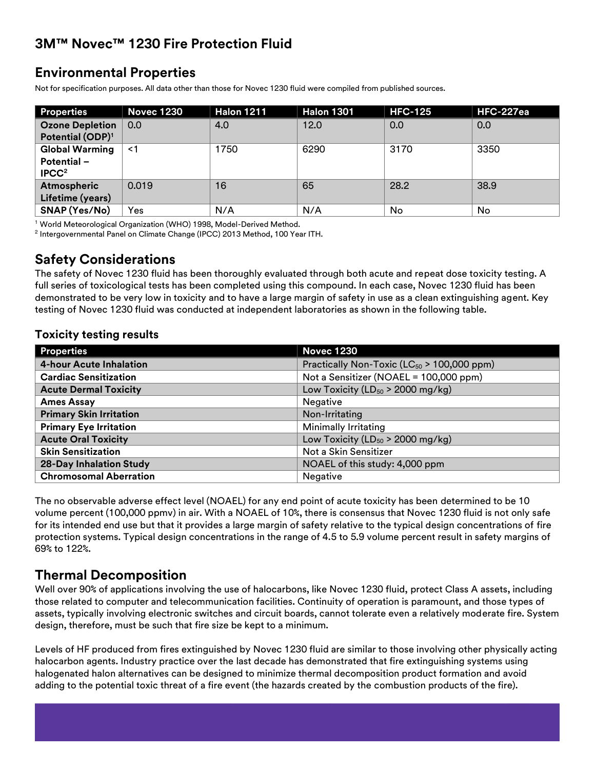# 3M™ Novec™ 1230 Fire Protection Fluid

## Environmental Properties

Not for specification purposes. All data other than those for Novec 1230 fluid were compiled from published sources.

| Properties | Novec 1230 | Halon 1211 | Halon 1301 | HFC-125 | HFC-227ea |
|---|---|---|---|---|---|
| **Ozone Depletion Potential (ODP)**[1] | 0.0 | 4.0 | 12.0 | 0.0 | 0.0 |
| **Global Warming Potential – IPCC**[2] | <1 | 1750 | 6290 | 3170 | 3350 |
| **Atmospheric Lifetime (years)** | 0.019 | 16 | 65 | 28.2 | 38.9 |
| **SNAP (Yes/No)** | Yes | N/A | N/A | No | No |

[1] World Meteorological Organization (WHO) 1998, Model-Derived Method.
[2] Intergovernmental Panel on Climate Change (IPCC) 2013 Method, 100 Year ITH.

## Safety Considerations

The safety of Novec 1230 fluid has been thoroughly evaluated through both acute and repeat dose toxicity testing. A full series of toxicological tests has been completed using this compound. In each case, Novec 1230 fluid has been demonstrated to be very low in toxicity and to have a large margin of safety in use as a clean extinguishing agent. Key testing of Novec 1230 fluid was conducted at independent laboratories as shown in the following table.

### Toxicity testing results

| Properties | Novec 1230 |
|---|---|
| **4-hour Acute Inhalation** | Practically Non-Toxic ($LC_{50}$ > 100,000 ppm) |
| **Cardiac Sensitization** | Not a Sensitizer (NOAEL = 100,000 ppm) |
| **Acute Dermal Toxicity** | Low Toxicity ($LD_{50}$ > 2000 mg/kg) |
| **Ames Assay** | Negative |
| **Primary Skin Irritation** | Non-Irritating |
| **Primary Eye Irritation** | Minimally Irritating |
| **Acute Oral Toxicity** | Low Toxicity ($LD_{50}$ > 2000 mg/kg) |
| **Skin Sensitization** | Not a Skin Sensitizer |
| **28-Day Inhalation Study** | NOAEL of this study: 4,000 ppm |
| **Chromosomal Aberration** | Negative |

The no observable adverse effect level (NOAEL) for any end point of acute toxicity has been determined to be 10 volume percent (100,000 ppmv) in air. With a NOAEL of 10%, there is consensus that Novec 1230 fluid is not only safe for its intended end use but that it provides a large margin of safety relative to the typical design concentrations of fire protection systems. Typical design concentrations in the range of 4.5 to 5.9 volume percent result in safety margins of 69% to 122%.

## Thermal Decomposition

Well over 90% of applications involving the use of halocarbons, like Novec 1230 fluid, protect Class A assets, including those related to computer and telecommunication facilities. Continuity of operation is paramount, and those types of assets, typically involving electronic switches and circuit boards, cannot tolerate even a relatively moderate fire. System design, therefore, must be such that fire size be kept to a minimum.

Levels of HF produced from fires extinguished by Novec 1230 fluid are similar to those involving other physically acting halocarbon agents. Industry practice over the last decade has demonstrated that fire extinguishing systems using halogenated halon alternatives can be designed to minimize thermal decomposition product formation and avoid adding to the potential toxic threat of a fire event (the hazards created by the combustion products of the fire).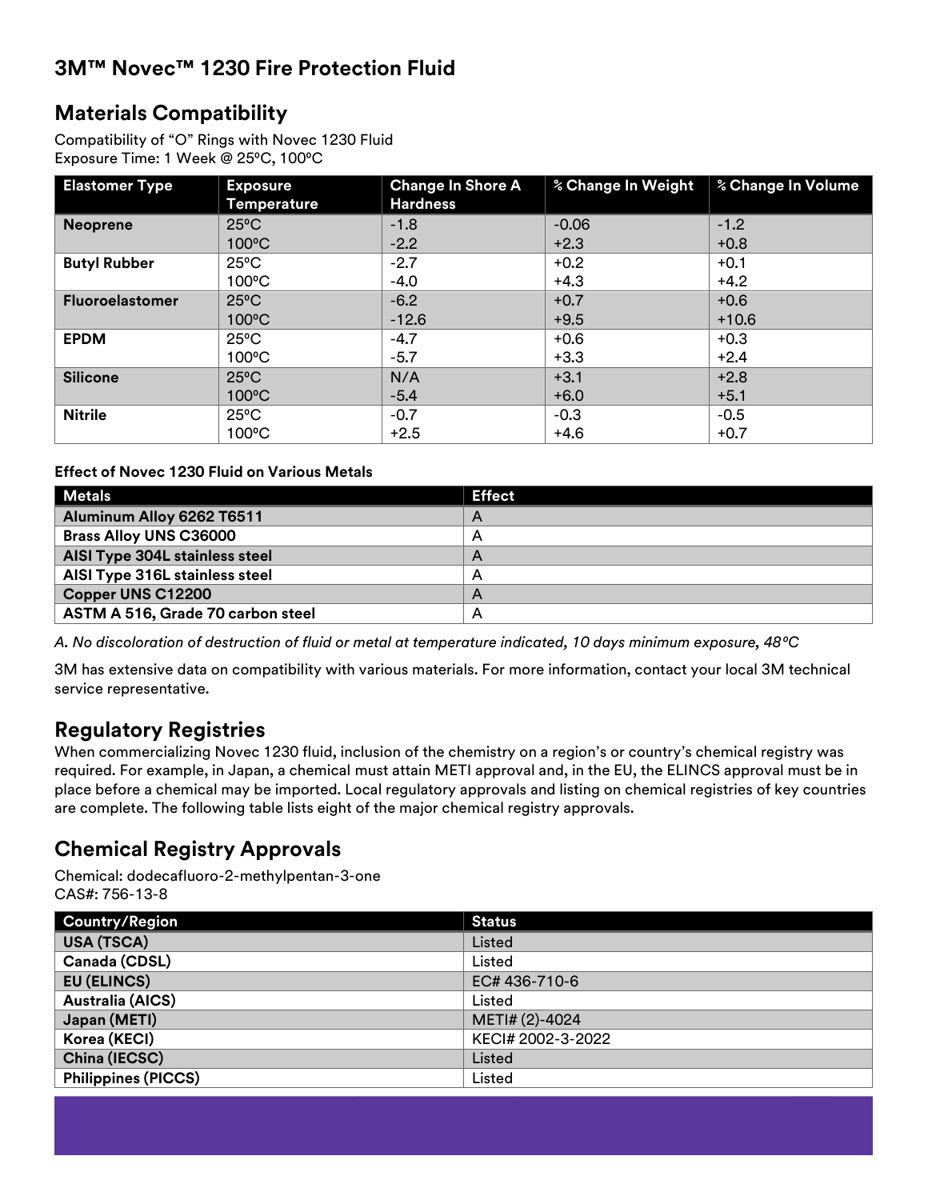# 3M™ Novec™ 1230 Fire Protection Fluid

## Materials Compatibility

Compatibility of "O" Rings with Novec 1230 Fluid
Exposure Time: 1 Week @ 25ºC, 100ºC

| Elastomer Type | Exposure Temperature | Change In Shore A Hardness | % Change In Weight | % Change In Volume |
|---|---|---|---|---|
| **Neoprene** | 25ºC<br>100ºC | -1.8<br>-2.2 | -0.06<br>+2.3 | -1.2<br>+0.8 |
| **Butyl Rubber** | 25ºC<br>100ºC | -2.7<br>-4.0 | +0.2<br>+4.3 | +0.1<br>+4.2 |
| **Fluoroelastomer** | 25ºC<br>100ºC | -6.2<br>-12.6 | +0.7<br>+9.5 | +0.6<br>+10.6 |
| **EPDM** | 25ºC<br>100ºC | -4.7<br>-5.7 | +0.6<br>+3.3 | +0.3<br>+2.4 |
| **Silicone** | 25ºC<br>100ºC | N/A<br>-5.4 | +3.1<br>+6.0 | +2.8<br>+5.1 |
| **Nitrile** | 25ºC<br>100ºC | -0.7<br>+2.5 | -0.3<br>+4.6 | -0.5<br>+0.7 |

**Effect of Novec 1230 Fluid on Various Metals**

| Metals | Effect |
|---|---|
| **Aluminum Alloy 6262 T6511** | A |
| **Brass Alloy UNS C36000** | A |
| **AISI Type 304L stainless steel** | A |
| **AISI Type 316L stainless steel** | A |
| **Copper UNS C12200** | A |
| **ASTM A 516, Grade 70 carbon steel** | A |

*A. No discoloration of destruction of fluid or metal at temperature indicated, 10 days minimum exposure, 48ºC*

3M has extensive data on compatibility with various materials. For more information, contact your local 3M technical service representative.

## Regulatory Registries

When commercializing Novec 1230 fluid, inclusion of the chemistry on a region's or country's chemical registry was required. For example, in Japan, a chemical must attain METI approval and, in the EU, the ELINCS approval must be in place before a chemical may be imported. Local regulatory approvals and listing on chemical registries of key countries are complete. The following table lists eight of the major chemical registry approvals.

## Chemical Registry Approvals

Chemical: dodecafluoro-2-methylpentan-3-one
CAS#: 756-13-8

| Country/Region | Status |
|---|---|
| **USA (TSCA)** | Listed |
| **Canada (CDSL)** | Listed |
| **EU (ELINCS)** | EC# 436-710-6 |
| **Australia (AICS)** | Listed |
| **Japan (METI)** | METI# (2)-4024 |
| **Korea (KECI)** | KECI# 2002-3-2022 |
| **China (IECSC)** | Listed |
| **Philippines (PICCS)** | Listed |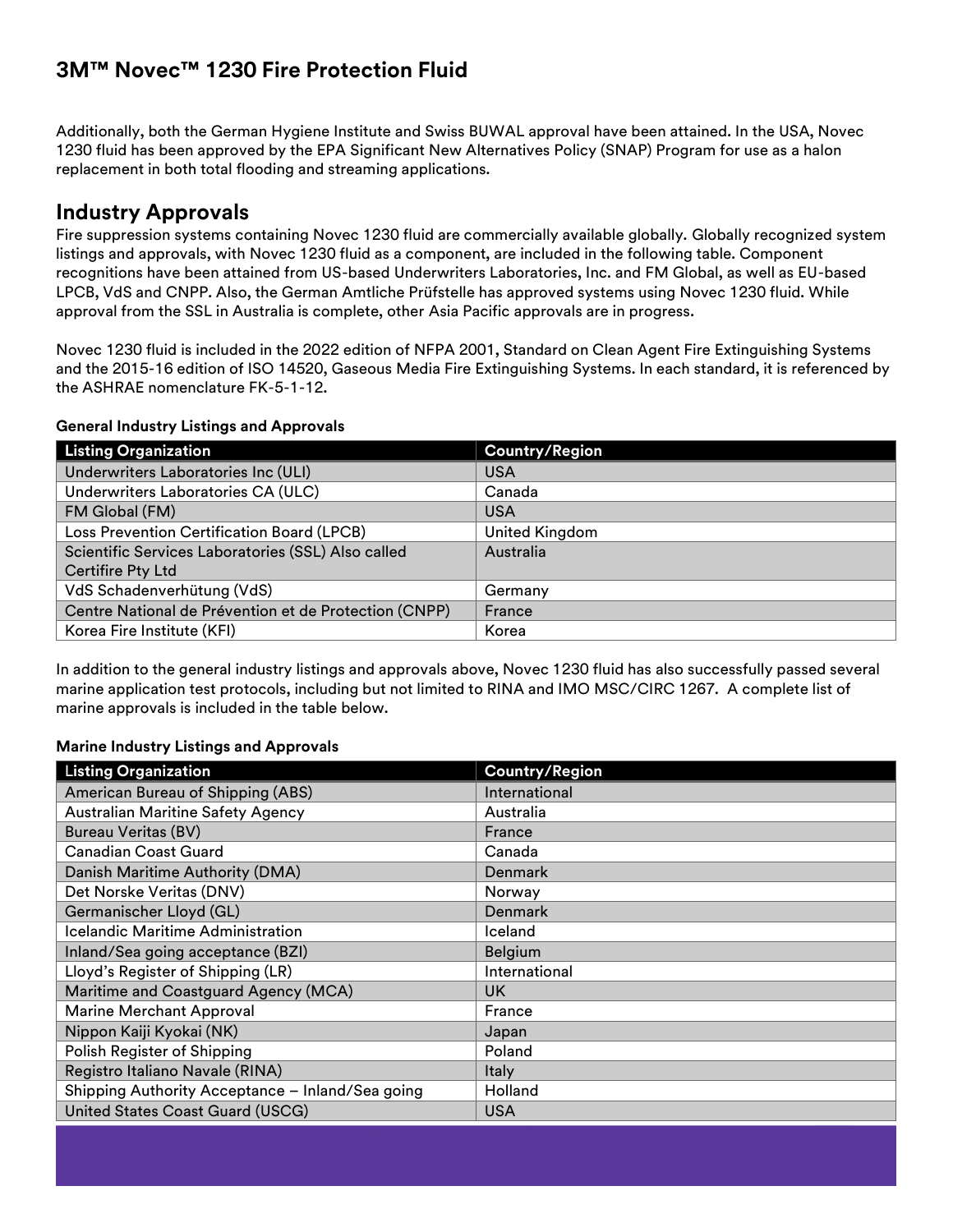Additionally, both the German Hygiene Institute and Swiss BUWAL approval have been attained. In the USA, Novec 1230 fluid has been approved by the EPA Significant New Alternatives Policy (SNAP) Program for use as a halon replacement in both total flooding and streaming applications.

## Industry Approvals

Fire suppression systems containing Novec 1230 fluid are commercially available globally. Globally recognized system listings and approvals, with Novec 1230 fluid as a component, are included in the following table. Component recognitions have been attained from US-based Underwriters Laboratories, Inc. and FM Global, as well as EU-based LPCB, VdS and CNPP. Also, the German Amtliche Prüfstelle has approved systems using Novec 1230 fluid. While approval from the SSL in Australia is complete, other Asia Pacific approvals are in progress.

Novec 1230 fluid is included in the 2022 edition of NFPA 2001, Standard on Clean Agent Fire Extinguishing Systems and the 2015-16 edition of ISO 14520, Gaseous Media Fire Extinguishing Systems. In each standard, it is referenced by the ASHRAE nomenclature FK-5-1-12.

**General Industry Listings and Approvals**

| Listing Organization | Country/Region |
|---|---|
| Underwriters Laboratories Inc (ULI) | USA |
| Underwriters Laboratories CA (ULC) | Canada |
| FM Global (FM) | USA |
| Loss Prevention Certification Board (LPCB) | United Kingdom |
| Scientific Services Laboratories (SSL) Also called Certifire Pty Ltd | Australia |
| VdS Schadenverhütung (VdS) | Germany |
| Centre National de Prévention et de Protection (CNPP) | France |
| Korea Fire Institute (KFI) | Korea |

In addition to the general industry listings and approvals above, Novec 1230 fluid has also successfully passed several marine application test protocols, including but not limited to RINA and IMO MSC/CIRC 1267. A complete list of marine approvals is included in the table below.

**Marine Industry Listings and Approvals**

| Listing Organization | Country/Region |
|---|---|
| American Bureau of Shipping (ABS) | International |
| Australian Maritine Safety Agency | Australia |
| Bureau Veritas (BV) | France |
| Canadian Coast Guard | Canada |
| Danish Maritime Authority (DMA) | Denmark |
| Det Norske Veritas (DNV) | Norway |
| Germanischer Lloyd (GL) | Denmark |
| Icelandic Maritime Administration | Iceland |
| Inland/Sea going acceptance (BZI) | Belgium |
| Lloyd's Register of Shipping (LR) | International |
| Maritime and Coastguard Agency (MCA) | UK |
| Marine Merchant Approval | France |
| Nippon Kaiji Kyokai (NK) | Japan |
| Polish Register of Shipping | Poland |
| Registro Italiano Navale (RINA) | Italy |
| Shipping Authority Acceptance – Inland/Sea going | Holland |
| United States Coast Guard (USCG) | USA |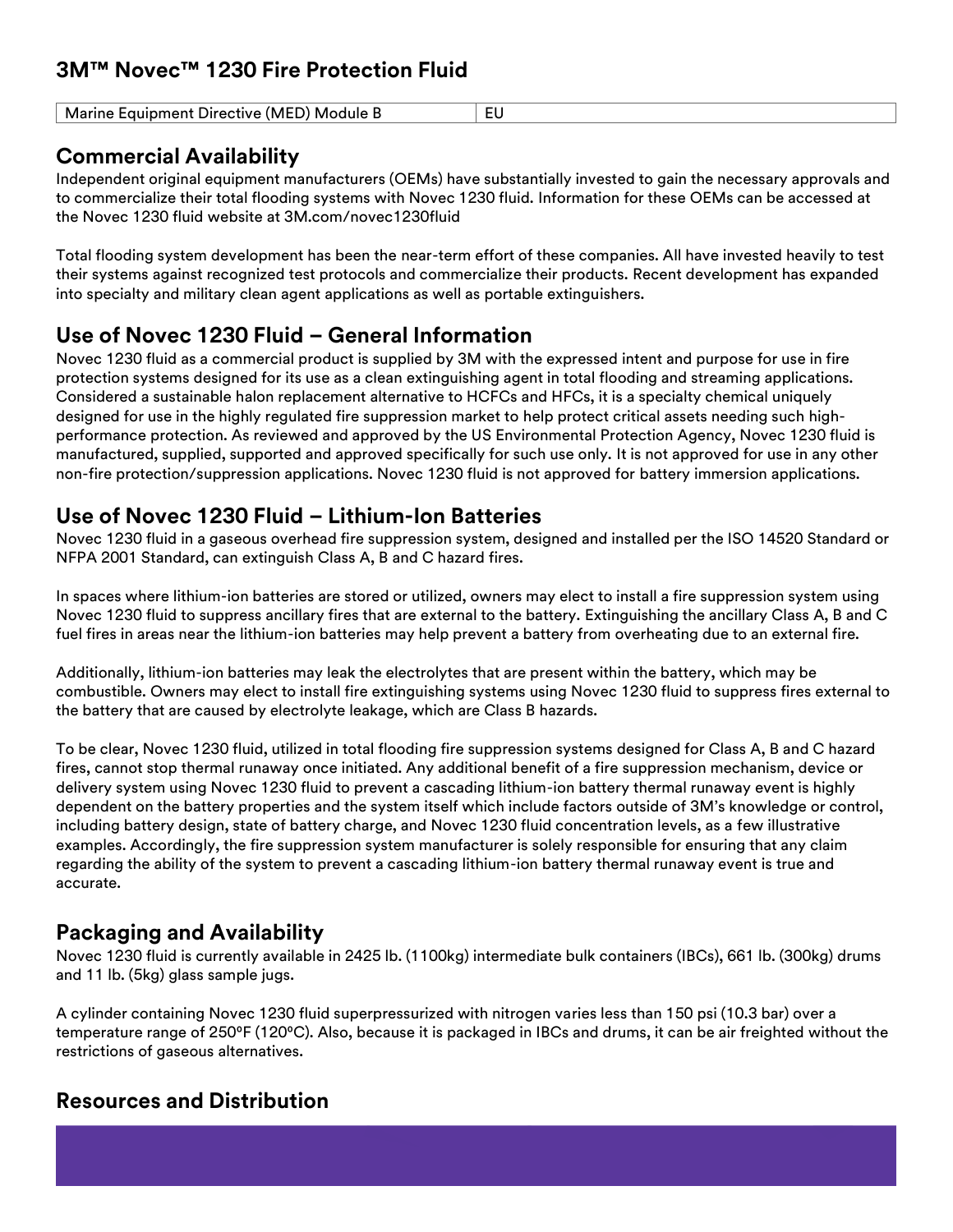## 3M™ Novec™ 1230 Fire Protection Fluid

| Marine Equipment Directive (MED) Module B | EU |
|---|---|

## Commercial Availability

Independent original equipment manufacturers (OEMs) have substantially invested to gain the necessary approvals and to commercialize their total flooding systems with Novec 1230 fluid. Information for these OEMs can be accessed at the Novec 1230 fluid website at 3M.com/novec1230fluid

Total flooding system development has been the near-term effort of these companies. All have invested heavily to test their systems against recognized test protocols and commercialize their products. Recent development has expanded into specialty and military clean agent applications as well as portable extinguishers.

## Use of Novec 1230 Fluid – General Information

Novec 1230 fluid as a commercial product is supplied by 3M with the expressed intent and purpose for use in fire protection systems designed for its use as a clean extinguishing agent in total flooding and streaming applications. Considered a sustainable halon replacement alternative to HCFCs and HFCs, it is a specialty chemical uniquely designed for use in the highly regulated fire suppression market to help protect critical assets needing such high-performance protection. As reviewed and approved by the US Environmental Protection Agency, Novec 1230 fluid is manufactured, supplied, supported and approved specifically for such use only. It is not approved for use in any other non-fire protection/suppression applications. Novec 1230 fluid is not approved for battery immersion applications.

## Use of Novec 1230 Fluid – Lithium-Ion Batteries

Novec 1230 fluid in a gaseous overhead fire suppression system, designed and installed per the ISO 14520 Standard or NFPA 2001 Standard, can extinguish Class A, B and C hazard fires.

In spaces where lithium-ion batteries are stored or utilized, owners may elect to install a fire suppression system using Novec 1230 fluid to suppress ancillary fires that are external to the battery. Extinguishing the ancillary Class A, B and C fuel fires in areas near the lithium-ion batteries may help prevent a battery from overheating due to an external fire.

Additionally, lithium-ion batteries may leak the electrolytes that are present within the battery, which may be combustible. Owners may elect to install fire extinguishing systems using Novec 1230 fluid to suppress fires external to the battery that are caused by electrolyte leakage, which are Class B hazards.

To be clear, Novec 1230 fluid, utilized in total flooding fire suppression systems designed for Class A, B and C hazard fires, cannot stop thermal runaway once initiated. Any additional benefit of a fire suppression mechanism, device or delivery system using Novec 1230 fluid to prevent a cascading lithium-ion battery thermal runaway event is highly dependent on the battery properties and the system itself which include factors outside of 3M's knowledge or control, including battery design, state of battery charge, and Novec 1230 fluid concentration levels, as a few illustrative examples. Accordingly, the fire suppression system manufacturer is solely responsible for ensuring that any claim regarding the ability of the system to prevent a cascading lithium-ion battery thermal runaway event is true and accurate.

## Packaging and Availability

Novec 1230 fluid is currently available in 2425 lb. (1100kg) intermediate bulk containers (IBCs), 661 lb. (300kg) drums and 11 lb. (5kg) glass sample jugs.

A cylinder containing Novec 1230 fluid superpressurized with nitrogen varies less than 150 psi (10.3 bar) over a temperature range of 250ºF (120ºC). Also, because it is packaged in IBCs and drums, it can be air freighted without the restrictions of gaseous alternatives.

## Resources and Distribution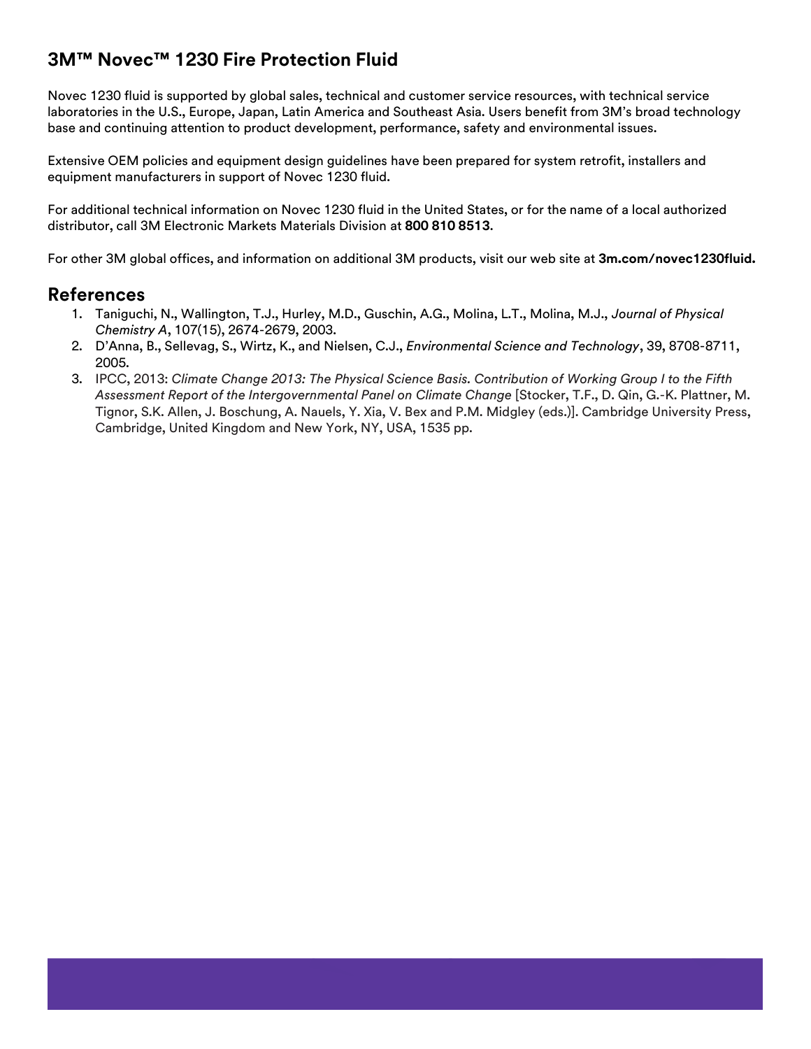## 3M™ Novec™ 1230 Fire Protection Fluid

Novec 1230 fluid is supported by global sales, technical and customer service resources, with technical service laboratories in the U.S., Europe, Japan, Latin America and Southeast Asia. Users benefit from 3M's broad technology base and continuing attention to product development, performance, safety and environmental issues.

Extensive OEM policies and equipment design guidelines have been prepared for system retrofit, installers and equipment manufacturers in support of Novec 1230 fluid.

For additional technical information on Novec 1230 fluid in the United States, or for the name of a local authorized distributor, call 3M Electronic Markets Materials Division at **800 810 8513**.

For other 3M global offices, and information on additional 3M products, visit our web site at **3m.com/novec1230fluid.**

## References

1. Taniguchi, N., Wallington, T.J., Hurley, M.D., Guschin, A.G., Molina, L.T., Molina, M.J., *Journal of Physical Chemistry A*, 107(15), 2674-2679, 2003.
2. D'Anna, B., Sellevag, S., Wirtz, K., and Nielsen, C.J., *Environmental Science and Technology*, 39, 8708-8711, 2005.
3. IPCC, 2013: *Climate Change 2013: The Physical Science Basis. Contribution of Working Group I to the Fifth Assessment Report of the Intergovernmental Panel on Climate Change* [Stocker, T.F., D. Qin, G.-K. Plattner, M. Tignor, S.K. Allen, J. Boschung, A. Nauels, Y. Xia, V. Bex and P.M. Midgley (eds.)]. Cambridge University Press, Cambridge, United Kingdom and New York, NY, USA, 1535 pp.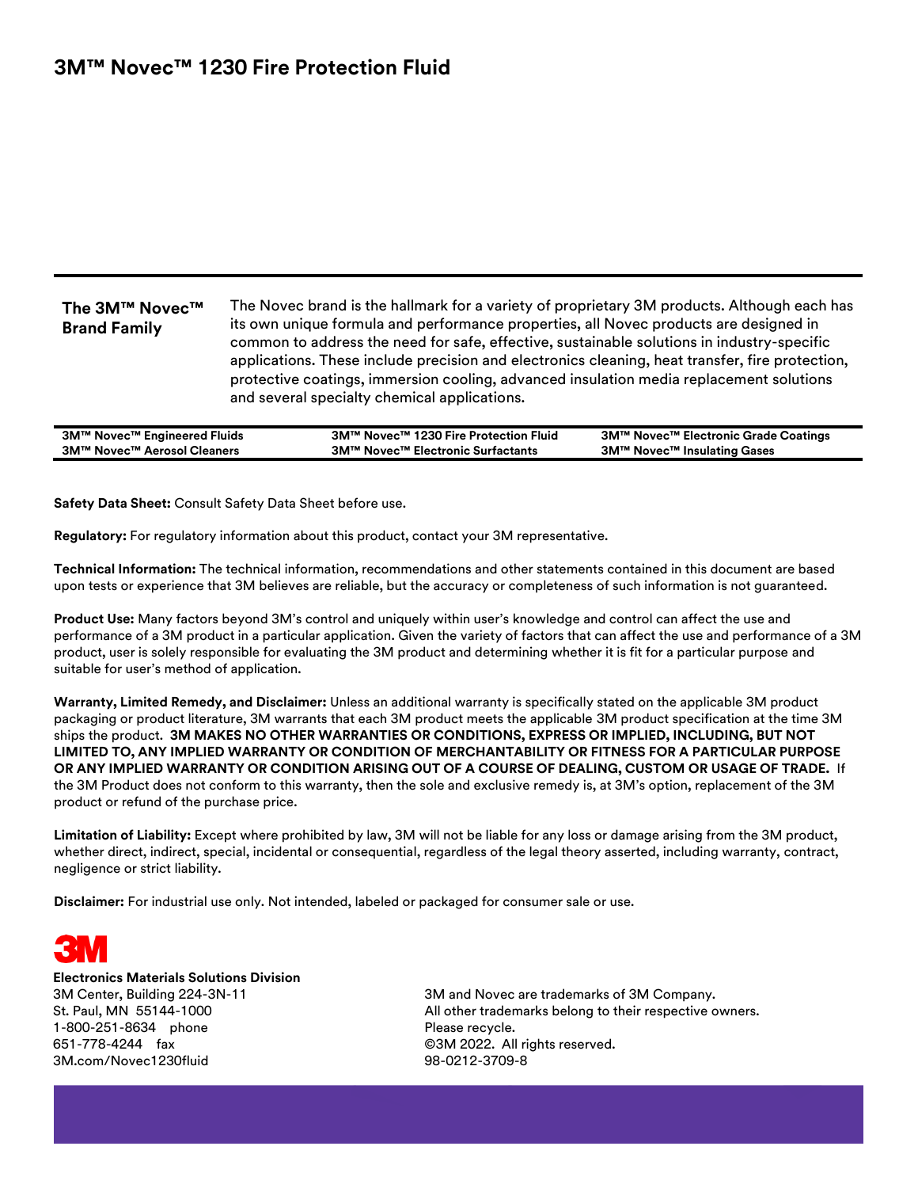# 3M™ Novec™ 1230 Fire Protection Fluid

**The 3M™ Novec™ Brand Family**

The Novec brand is the hallmark for a variety of proprietary 3M products. Although each has its own unique formula and performance properties, all Novec products are designed in common to address the need for safe, effective, sustainable solutions in industry-specific applications. These include precision and electronics cleaning, heat transfer, fire protection, protective coatings, immersion cooling, advanced insulation media replacement solutions and several specialty chemical applications.

| | | |
|---|---|---|
| **3M™ Novec™ Engineered Fluids** | **3M™ Novec™ 1230 Fire Protection Fluid** | **3M™ Novec™ Electronic Grade Coatings** |
| **3M™ Novec™ Aerosol Cleaners** | **3M™ Novec™ Electronic Surfactants** | **3M™ Novec™ Insulating Gases** |

**Safety Data Sheet:** Consult Safety Data Sheet before use.

**Regulatory:** For regulatory information about this product, contact your 3M representative.

**Technical Information:** The technical information, recommendations and other statements contained in this document are based upon tests or experience that 3M believes are reliable, but the accuracy or completeness of such information is not guaranteed.

**Product Use:** Many factors beyond 3M's control and uniquely within user's knowledge and control can affect the use and performance of a 3M product in a particular application. Given the variety of factors that can affect the use and performance of a 3M product, user is solely responsible for evaluating the 3M product and determining whether it is fit for a particular purpose and suitable for user's method of application.

**Warranty, Limited Remedy, and Disclaimer:** Unless an additional warranty is specifically stated on the applicable 3M product packaging or product literature, 3M warrants that each 3M product meets the applicable 3M product specification at the time 3M ships the product. **3M MAKES NO OTHER WARRANTIES OR CONDITIONS, EXPRESS OR IMPLIED, INCLUDING, BUT NOT LIMITED TO, ANY IMPLIED WARRANTY OR CONDITION OF MERCHANTABILITY OR FITNESS FOR A PARTICULAR PURPOSE OR ANY IMPLIED WARRANTY OR CONDITION ARISING OUT OF A COURSE OF DEALING, CUSTOM OR USAGE OF TRADE.** If the 3M Product does not conform to this warranty, then the sole and exclusive remedy is, at 3M's option, replacement of the 3M product or refund of the purchase price.

**Limitation of Liability:** Except where prohibited by law, 3M will not be liable for any loss or damage arising from the 3M product, whether direct, indirect, special, incidental or consequential, regardless of the legal theory asserted, including warranty, contract, negligence or strict liability.

**Disclaimer:** For industrial use only. Not intended, labeled or packaged for consumer sale or use.

3M

**Electronics Materials Solutions Division**
3M Center, Building 224-3N-11
St. Paul, MN 55144-1000
1-800-251-8634 phone
651-778-4244 fax
3M.com/Novec1230fluid

3M and Novec are trademarks of 3M Company.
All other trademarks belong to their respective owners.
Please recycle.
©3M 2022. All rights reserved.
98-0212-3709-8